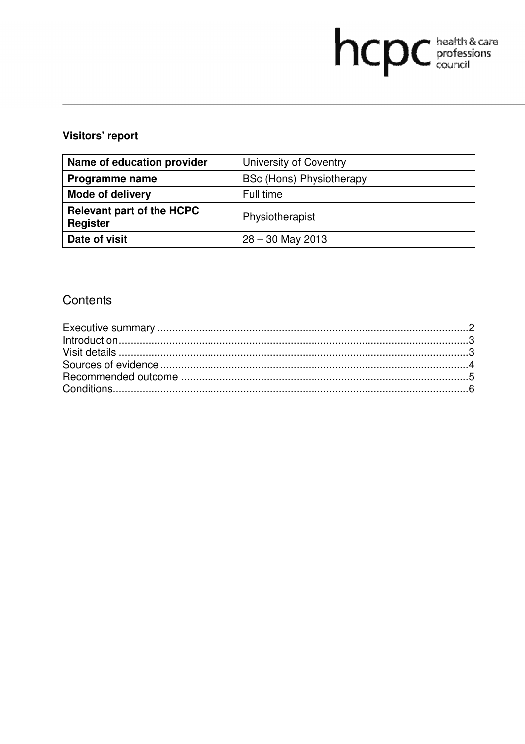hcpc health & care professions council

**Visitors' report**

| Name of education provider | University of Coventry |
|---|---|
| **Programme name** | BSc (Hons) Physiotherapy |
| **Mode of delivery** | Full time |
| **Relevant part of the HCPC Register** | Physiotherapist |
| **Date of visit** | 28 – 30 May 2013 |

## Contents

Executive summary ........................................................................................................2
Introduction....................................................................................................................3
Visit details ....................................................................................................................3
Sources of evidence .......................................................................................................4
Recommended outcome ................................................................................................5
Conditions......................................................................................................................6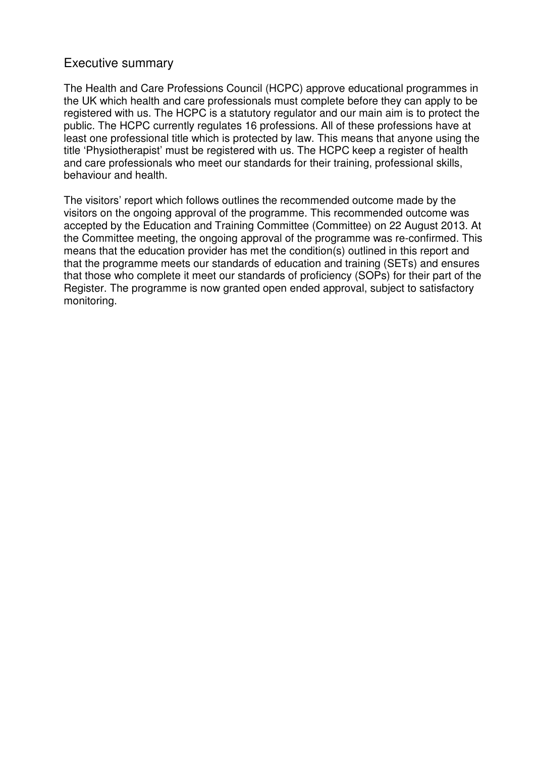## Executive summary

The Health and Care Professions Council (HCPC) approve educational programmes in the UK which health and care professionals must complete before they can apply to be registered with us. The HCPC is a statutory regulator and our main aim is to protect the public. The HCPC currently regulates 16 professions. All of these professions have at least one professional title which is protected by law. This means that anyone using the title 'Physiotherapist' must be registered with us. The HCPC keep a register of health and care professionals who meet our standards for their training, professional skills, behaviour and health.

The visitors' report which follows outlines the recommended outcome made by the visitors on the ongoing approval of the programme. This recommended outcome was accepted by the Education and Training Committee (Committee) on 22 August 2013. At the Committee meeting, the ongoing approval of the programme was re-confirmed. This means that the education provider has met the condition(s) outlined in this report and that the programme meets our standards of education and training (SETs) and ensures that those who complete it meet our standards of proficiency (SOPs) for their part of the Register. The programme is now granted open ended approval, subject to satisfactory monitoring.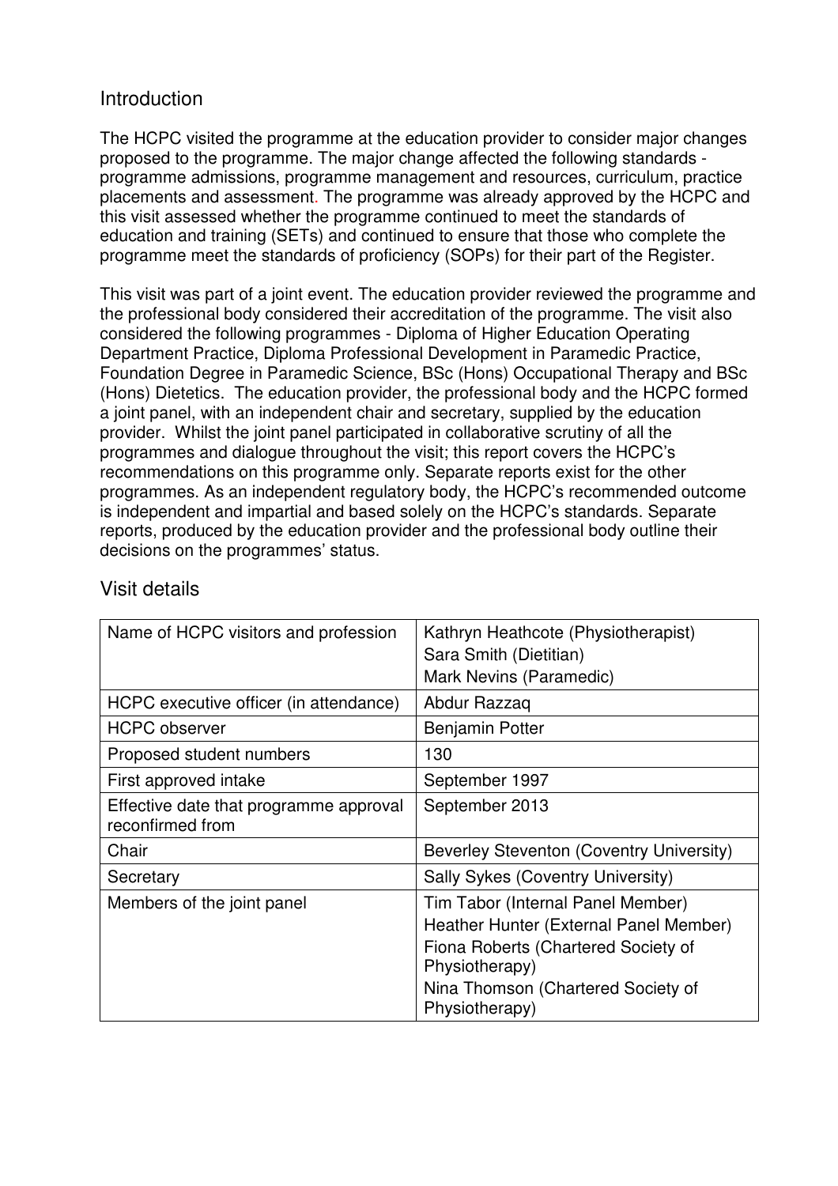## Introduction

The HCPC visited the programme at the education provider to consider major changes proposed to the programme. The major change affected the following standards - programme admissions, programme management and resources, curriculum, practice placements and assessment. The programme was already approved by the HCPC and this visit assessed whether the programme continued to meet the standards of education and training (SETs) and continued to ensure that those who complete the programme meet the standards of proficiency (SOPs) for their part of the Register.

This visit was part of a joint event. The education provider reviewed the programme and the professional body considered their accreditation of the programme. The visit also considered the following programmes - Diploma of Higher Education Operating Department Practice, Diploma Professional Development in Paramedic Practice, Foundation Degree in Paramedic Science, BSc (Hons) Occupational Therapy and BSc (Hons) Dietetics. The education provider, the professional body and the HCPC formed a joint panel, with an independent chair and secretary, supplied by the education provider. Whilst the joint panel participated in collaborative scrutiny of all the programmes and dialogue throughout the visit; this report covers the HCPC's recommendations on this programme only. Separate reports exist for the other programmes. As an independent regulatory body, the HCPC's recommended outcome is independent and impartial and based solely on the HCPC's standards. Separate reports, produced by the education provider and the professional body outline their decisions on the programmes' status.

## Visit details

| | |
|---|---|
| Name of HCPC visitors and profession | Kathryn Heathcote (Physiotherapist)<br>Sara Smith (Dietitian)<br>Mark Nevins (Paramedic) |
| HCPC executive officer (in attendance) | Abdur Razzaq |
| HCPC observer | Benjamin Potter |
| Proposed student numbers | 130 |
| First approved intake | September 1997 |
| Effective date that programme approval reconfirmed from | September 2013 |
| Chair | Beverley Steventon (Coventry University) |
| Secretary | Sally Sykes (Coventry University) |
| Members of the joint panel | Tim Tabor (Internal Panel Member)<br>Heather Hunter (External Panel Member)<br>Fiona Roberts (Chartered Society of Physiotherapy)<br>Nina Thomson (Chartered Society of Physiotherapy) |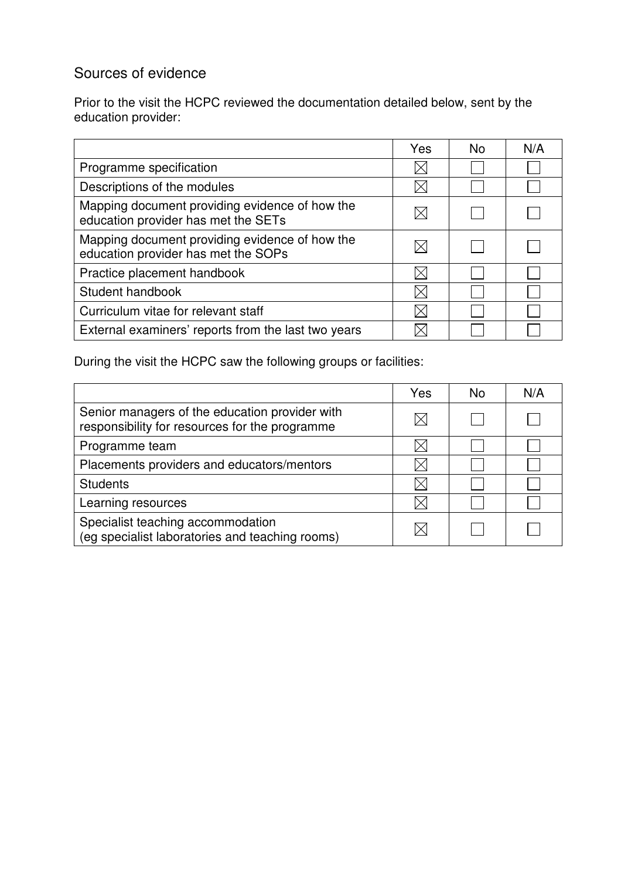## Sources of evidence

Prior to the visit the HCPC reviewed the documentation detailed below, sent by the education provider:

| | Yes | No | N/A |
|---|---|---|---|
| Programme specification | ☒ | ☐ | ☐ |
| Descriptions of the modules | ☒ | ☐ | ☐ |
| Mapping document providing evidence of how the education provider has met the SETs | ☒ | ☐ | ☐ |
| Mapping document providing evidence of how the education provider has met the SOPs | ☒ | ☐ | ☐ |
| Practice placement handbook | ☒ | ☐ | ☐ |
| Student handbook | ☒ | ☐ | ☐ |
| Curriculum vitae for relevant staff | ☒ | ☐ | ☐ |
| External examiners' reports from the last two years | ☒ | ☐ | ☐ |

During the visit the HCPC saw the following groups or facilities:

| | Yes | No | N/A |
|---|---|---|---|
| Senior managers of the education provider with responsibility for resources for the programme | ☒ | ☐ | ☐ |
| Programme team | ☒ | ☐ | ☐ |
| Placements providers and educators/mentors | ☒ | ☐ | ☐ |
| Students | ☒ | ☐ | ☐ |
| Learning resources | ☒ | ☐ | ☐ |
| Specialist teaching accommodation (eg specialist laboratories and teaching rooms) | ☒ | ☐ | ☐ |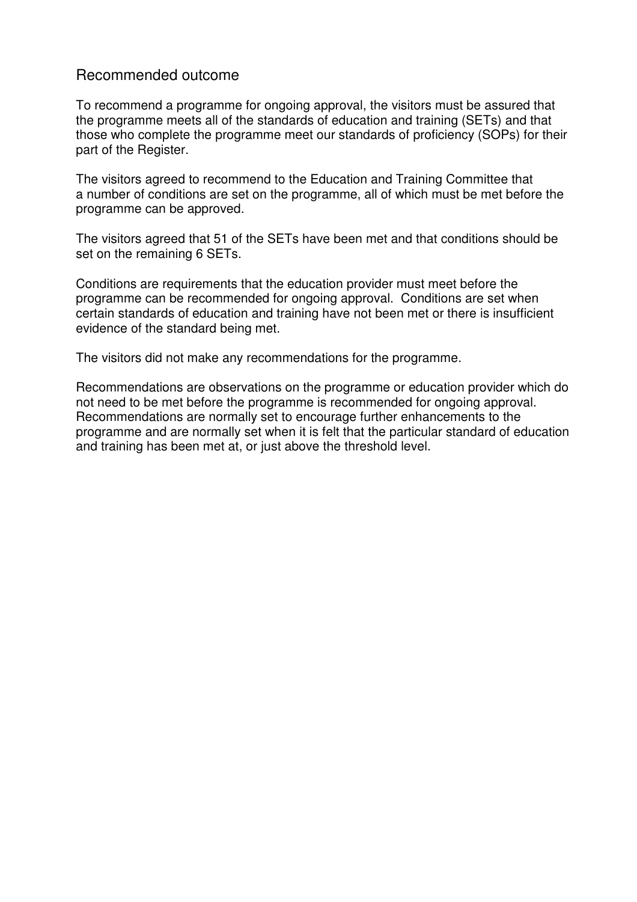## Recommended outcome

To recommend a programme for ongoing approval, the visitors must be assured that the programme meets all of the standards of education and training (SETs) and that those who complete the programme meet our standards of proficiency (SOPs) for their part of the Register.

The visitors agreed to recommend to the Education and Training Committee that a number of conditions are set on the programme, all of which must be met before the programme can be approved.

The visitors agreed that 51 of the SETs have been met and that conditions should be set on the remaining 6 SETs.

Conditions are requirements that the education provider must meet before the programme can be recommended for ongoing approval. Conditions are set when certain standards of education and training have not been met or there is insufficient evidence of the standard being met.

The visitors did not make any recommendations for the programme.

Recommendations are observations on the programme or education provider which do not need to be met before the programme is recommended for ongoing approval. Recommendations are normally set to encourage further enhancements to the programme and are normally set when it is felt that the particular standard of education and training has been met at, or just above the threshold level.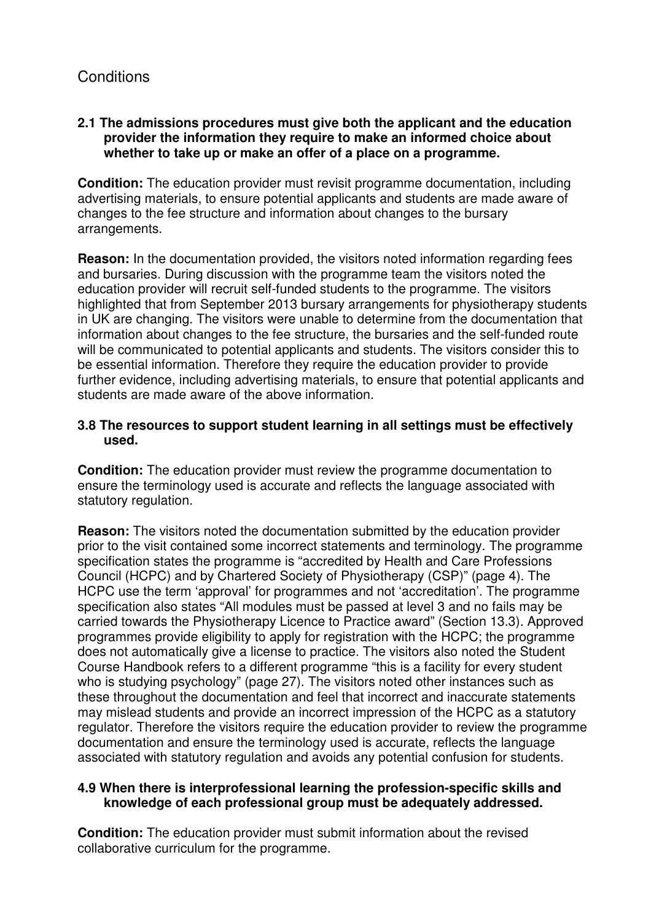## Conditions

**2.1 The admissions procedures must give both the applicant and the education provider the information they require to make an informed choice about whether to take up or make an offer of a place on a programme.**

**Condition:** The education provider must revisit programme documentation, including advertising materials, to ensure potential applicants and students are made aware of changes to the fee structure and information about changes to the bursary arrangements.

**Reason:** In the documentation provided, the visitors noted information regarding fees and bursaries. During discussion with the programme team the visitors noted the education provider will recruit self-funded students to the programme. The visitors highlighted that from September 2013 bursary arrangements for physiotherapy students in UK are changing. The visitors were unable to determine from the documentation that information about changes to the fee structure, the bursaries and the self-funded route will be communicated to potential applicants and students. The visitors consider this to be essential information. Therefore they require the education provider to provide further evidence, including advertising materials, to ensure that potential applicants and students are made aware of the above information.

**3.8 The resources to support student learning in all settings must be effectively used.**

**Condition:** The education provider must review the programme documentation to ensure the terminology used is accurate and reflects the language associated with statutory regulation.

**Reason:** The visitors noted the documentation submitted by the education provider prior to the visit contained some incorrect statements and terminology. The programme specification states the programme is "accredited by Health and Care Professions Council (HCPC) and by Chartered Society of Physiotherapy (CSP)" (page 4). The HCPC use the term 'approval' for programmes and not 'accreditation'. The programme specification also states "All modules must be passed at level 3 and no fails may be carried towards the Physiotherapy Licence to Practice award" (Section 13.3). Approved programmes provide eligibility to apply for registration with the HCPC; the programme does not automatically give a license to practice. The visitors also noted the Student Course Handbook refers to a different programme "this is a facility for every student who is studying psychology" (page 27). The visitors noted other instances such as these throughout the documentation and feel that incorrect and inaccurate statements may mislead students and provide an incorrect impression of the HCPC as a statutory regulator. Therefore the visitors require the education provider to review the programme documentation and ensure the terminology used is accurate, reflects the language associated with statutory regulation and avoids any potential confusion for students.

**4.9 When there is interprofessional learning the profession-specific skills and knowledge of each professional group must be adequately addressed.**

**Condition:** The education provider must submit information about the revised collaborative curriculum for the programme.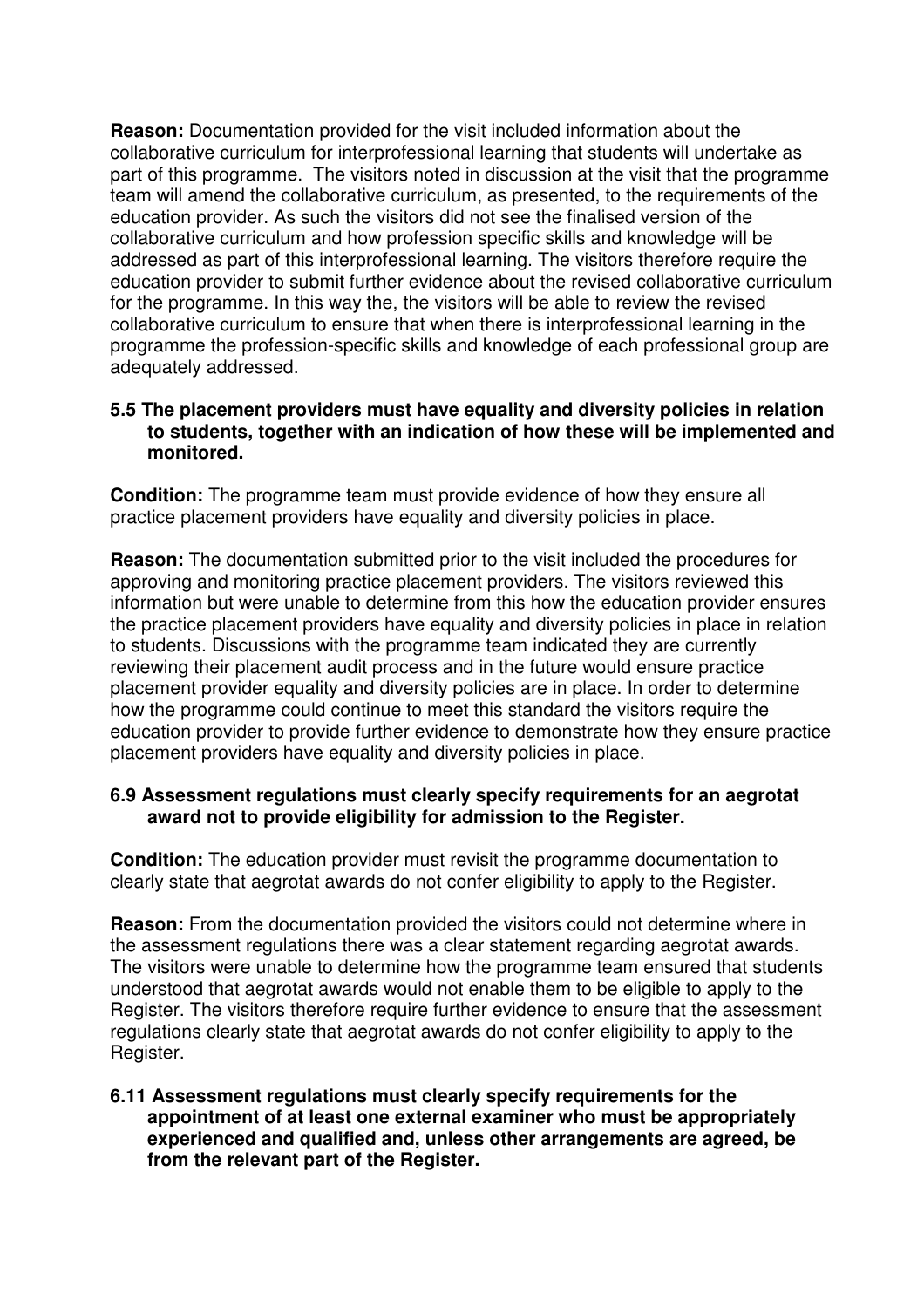**Reason:** Documentation provided for the visit included information about the collaborative curriculum for interprofessional learning that students will undertake as part of this programme. The visitors noted in discussion at the visit that the programme team will amend the collaborative curriculum, as presented, to the requirements of the education provider. As such the visitors did not see the finalised version of the collaborative curriculum and how profession specific skills and knowledge will be addressed as part of this interprofessional learning. The visitors therefore require the education provider to submit further evidence about the revised collaborative curriculum for the programme. In this way the, the visitors will be able to review the revised collaborative curriculum to ensure that when there is interprofessional learning in the programme the profession-specific skills and knowledge of each professional group are adequately addressed.

**5.5 The placement providers must have equality and diversity policies in relation to students, together with an indication of how these will be implemented and monitored.**

**Condition:** The programme team must provide evidence of how they ensure all practice placement providers have equality and diversity policies in place.

**Reason:** The documentation submitted prior to the visit included the procedures for approving and monitoring practice placement providers. The visitors reviewed this information but were unable to determine from this how the education provider ensures the practice placement providers have equality and diversity policies in place in relation to students. Discussions with the programme team indicated they are currently reviewing their placement audit process and in the future would ensure practice placement provider equality and diversity policies are in place. In order to determine how the programme could continue to meet this standard the visitors require the education provider to provide further evidence to demonstrate how they ensure practice placement providers have equality and diversity policies in place.

**6.9 Assessment regulations must clearly specify requirements for an aegrotat award not to provide eligibility for admission to the Register.**

**Condition:** The education provider must revisit the programme documentation to clearly state that aegrotat awards do not confer eligibility to apply to the Register.

**Reason:** From the documentation provided the visitors could not determine where in the assessment regulations there was a clear statement regarding aegrotat awards. The visitors were unable to determine how the programme team ensured that students understood that aegrotat awards would not enable them to be eligible to apply to the Register. The visitors therefore require further evidence to ensure that the assessment regulations clearly state that aegrotat awards do not confer eligibility to apply to the Register.

**6.11 Assessment regulations must clearly specify requirements for the appointment of at least one external examiner who must be appropriately experienced and qualified and, unless other arrangements are agreed, be from the relevant part of the Register.**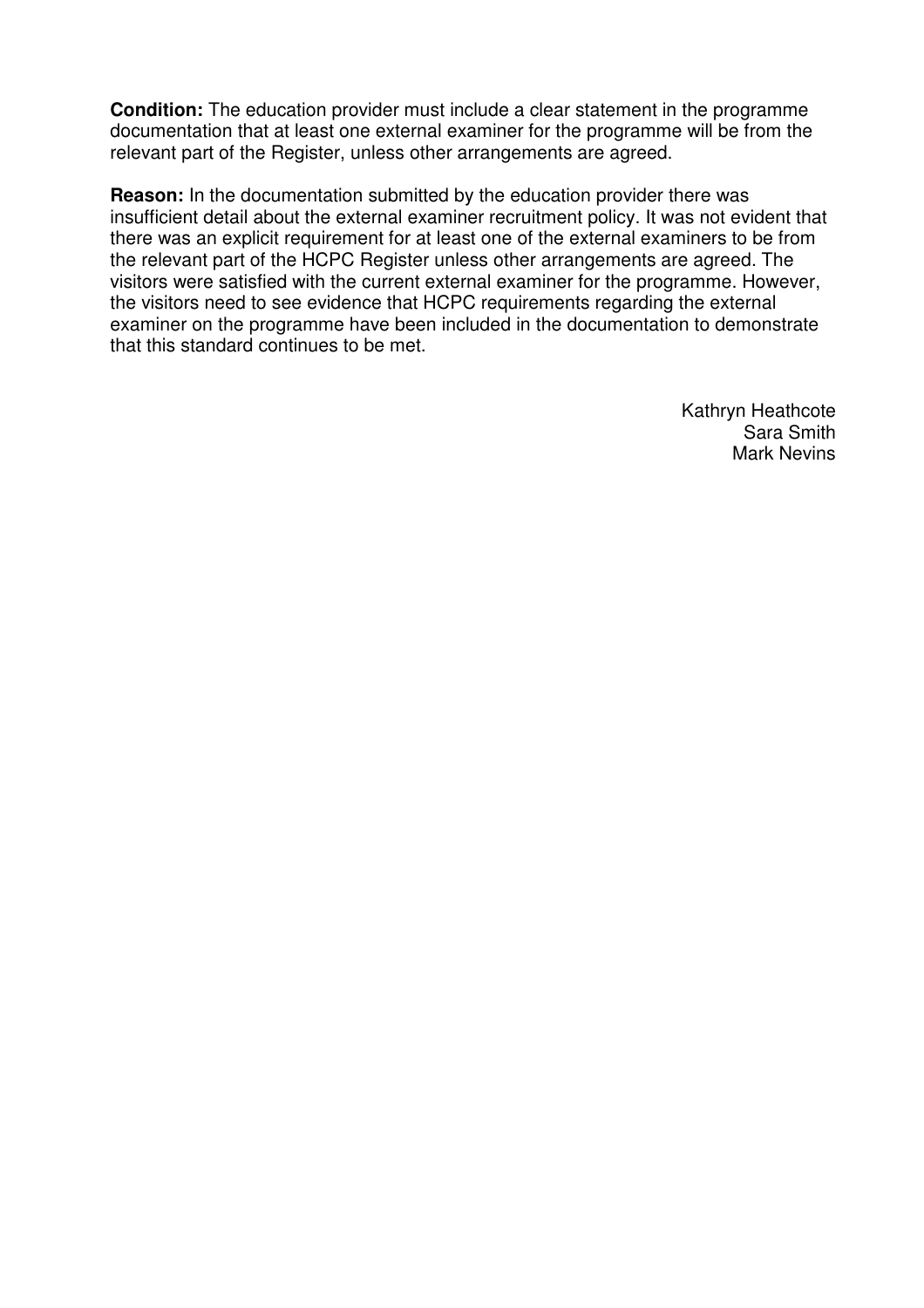**Condition:** The education provider must include a clear statement in the programme documentation that at least one external examiner for the programme will be from the relevant part of the Register, unless other arrangements are agreed.

**Reason:** In the documentation submitted by the education provider there was insufficient detail about the external examiner recruitment policy. It was not evident that there was an explicit requirement for at least one of the external examiners to be from the relevant part of the HCPC Register unless other arrangements are agreed. The visitors were satisfied with the current external examiner for the programme. However, the visitors need to see evidence that HCPC requirements regarding the external examiner on the programme have been included in the documentation to demonstrate that this standard continues to be met.

Kathryn Heathcote
Sara Smith
Mark Nevins